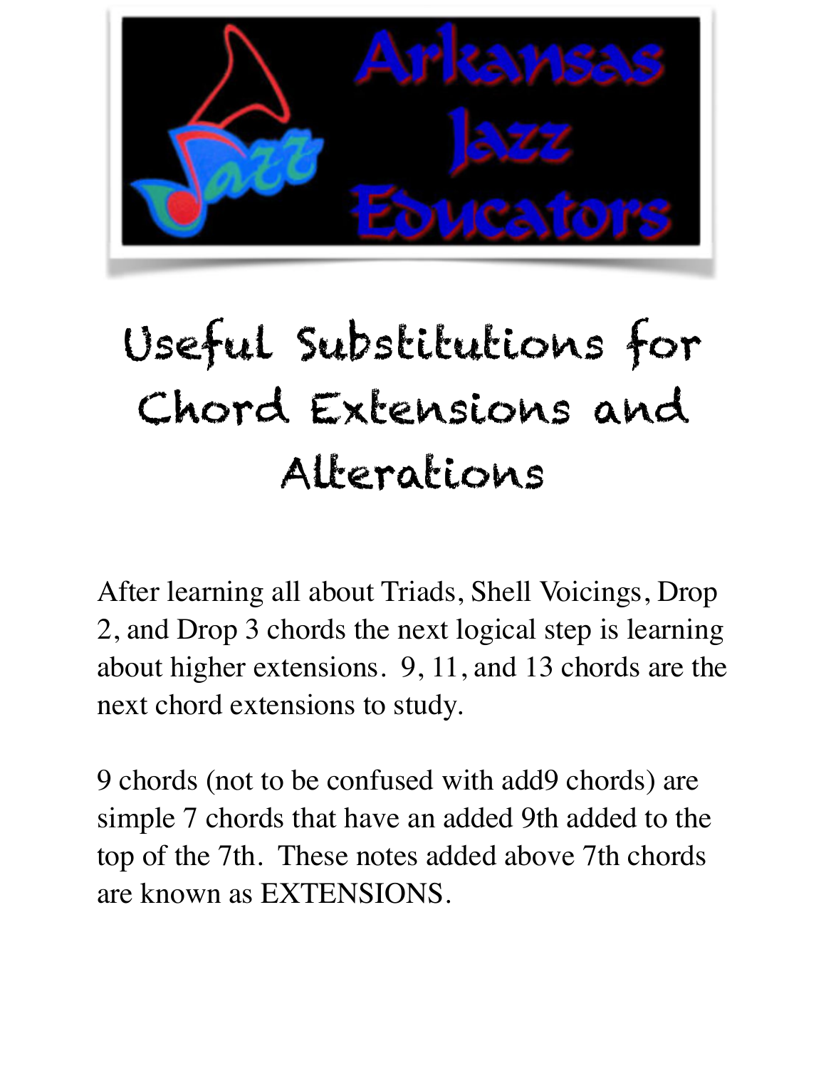Arkansas Jazz Educators

# Useful Substitutions for Chord Extensions and Alterations

After learning all about Triads, Shell Voicings, Drop 2, and Drop 3 chords the next logical step is learning about higher extensions. 9, 11, and 13 chords are the next chord extensions to study.

9 chords (not to be confused with add9 chords) are simple 7 chords that have an added 9th added to the top of the 7th. These notes added above 7th chords are known as EXTENSIONS.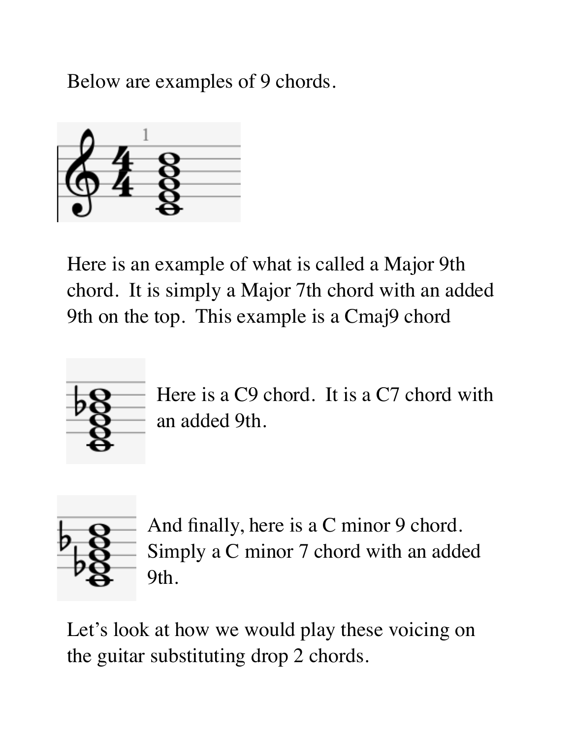Below are examples of 9 chords.

Here is an example of what is called a Major 9th chord. It is simply a Major 7th chord with an added 9th on the top. This example is a Cmaj9 chord

Here is a C9 chord. It is a C7 chord with an added 9th.

And finally, here is a C minor 9 chord. Simply a C minor 7 chord with an added 9th.

Let's look at how we would play these voicing on the guitar substituting drop 2 chords.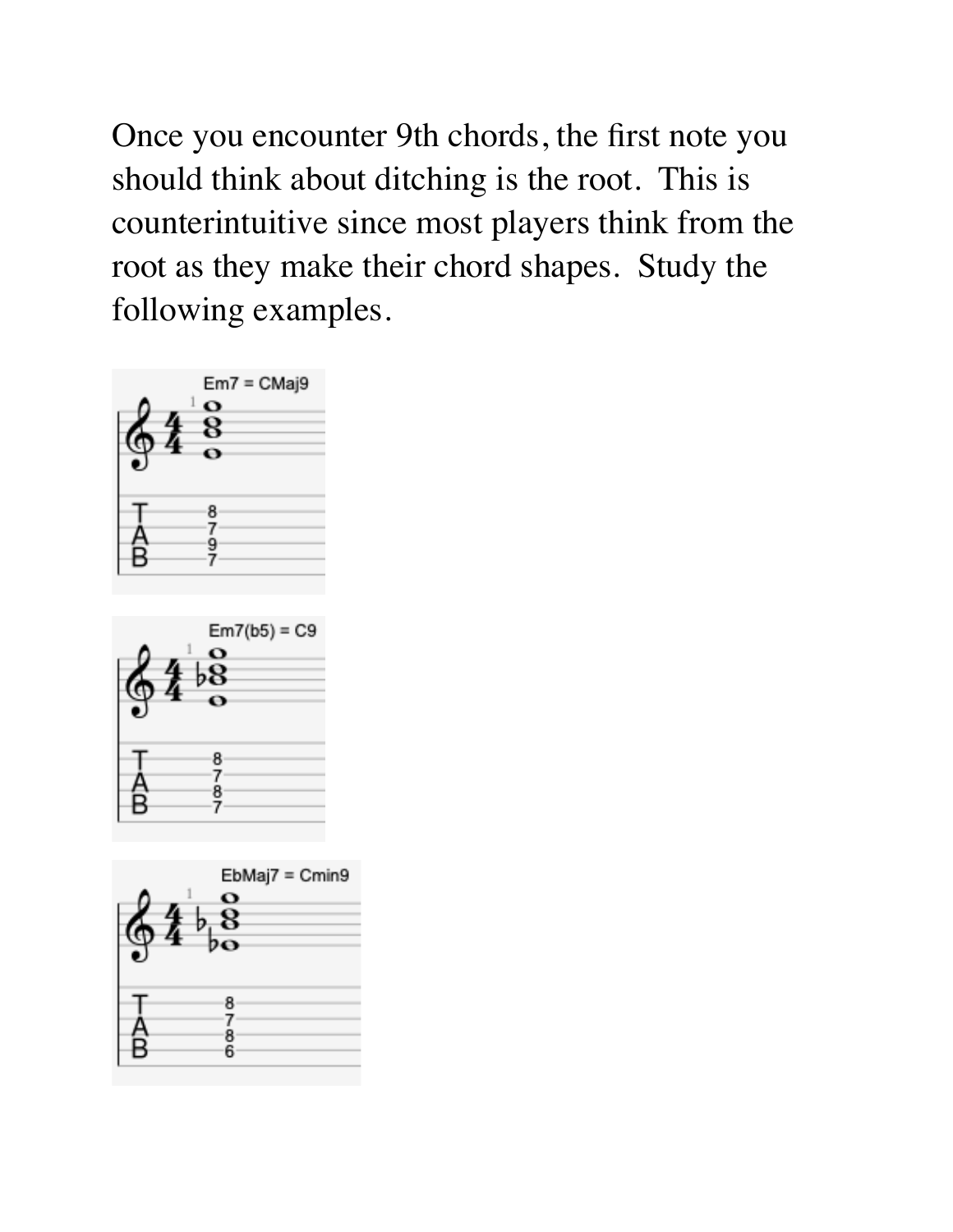Once you encounter 9th chords, the first note you should think about ditching is the root. This is counterintuitive since most players think from the root as they make their chord shapes. Study the following examples.

Em7 = CMaj9

```
T---8---
A---7---
B---9---
----7---
```

Em7(b5) = C9

```
T---8---
A---7---
B---8---
----7---
```

EbMaj7 = Cmin9

```
T---8---
A---7---
B---8---
----6---
```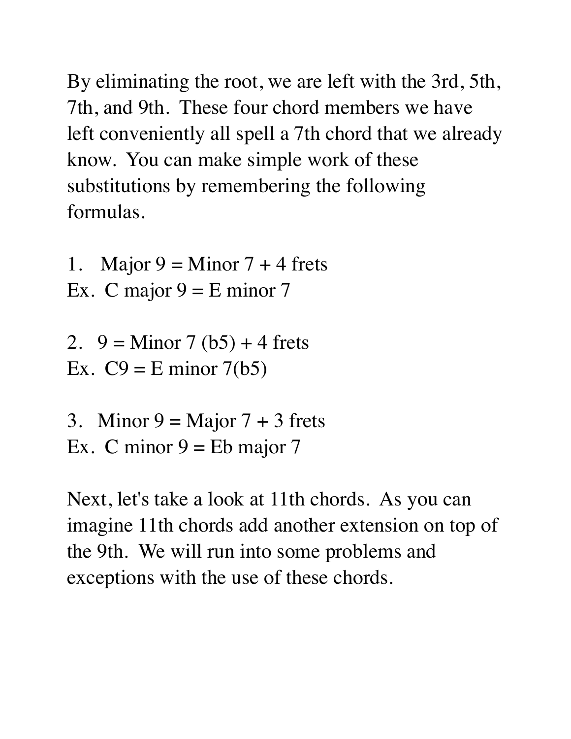By eliminating the root, we are left with the 3rd, 5th, 7th, and 9th. These four chord members we have left conveniently all spell a 7th chord that we already know. You can make simple work of these substitutions by remembering the following formulas.

1. Major 9 = Minor 7 + 4 frets
Ex. C major 9 = E minor 7

2. 9 = Minor 7 (b5) + 4 frets
Ex. C9 = E minor 7(b5)

3. Minor 9 = Major 7 + 3 frets
Ex. C minor 9 = Eb major 7

Next, let's take a look at 11th chords. As you can imagine 11th chords add another extension on top of the 9th. We will run into some problems and exceptions with the use of these chords.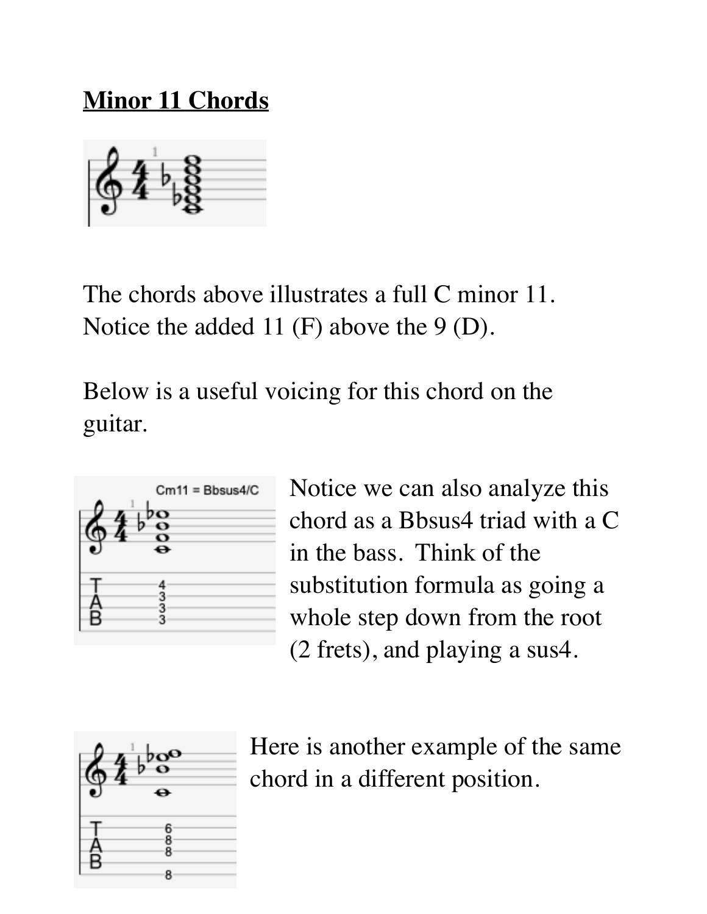# Minor 11 Chords

The chords above illustrates a full C minor 11. Notice the added 11 (F) above the 9 (D).

Below is a useful voicing for this chord on the guitar.

Notice we can also analyze this chord as a Bbsus4 triad with a C in the bass. Think of the substitution formula as going a whole step down from the root (2 frets), and playing a sus4.

Here is another example of the same chord in a different position.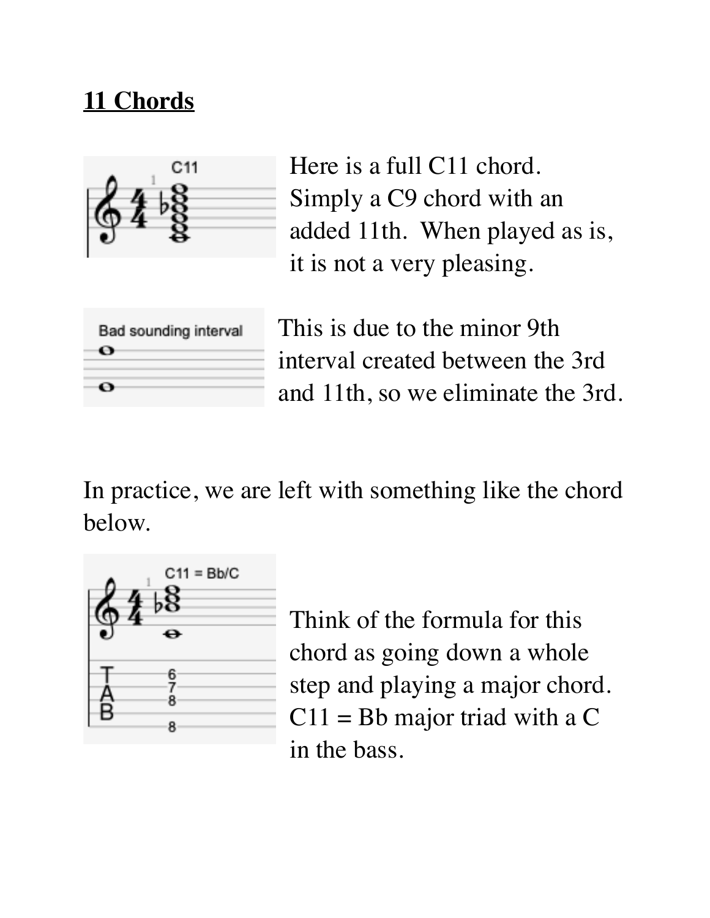# 11 Chords

Here is a full C11 chord. Simply a C9 chord with an added 11th. When played as is, it is not a very pleasing.

This is due to the minor 9th interval created between the 3rd and 11th, so we eliminate the 3rd.

In practice, we are left with something like the chord below.

Think of the formula for this chord as going down a whole step and playing a major chord. C11 = Bb major triad with a C in the bass.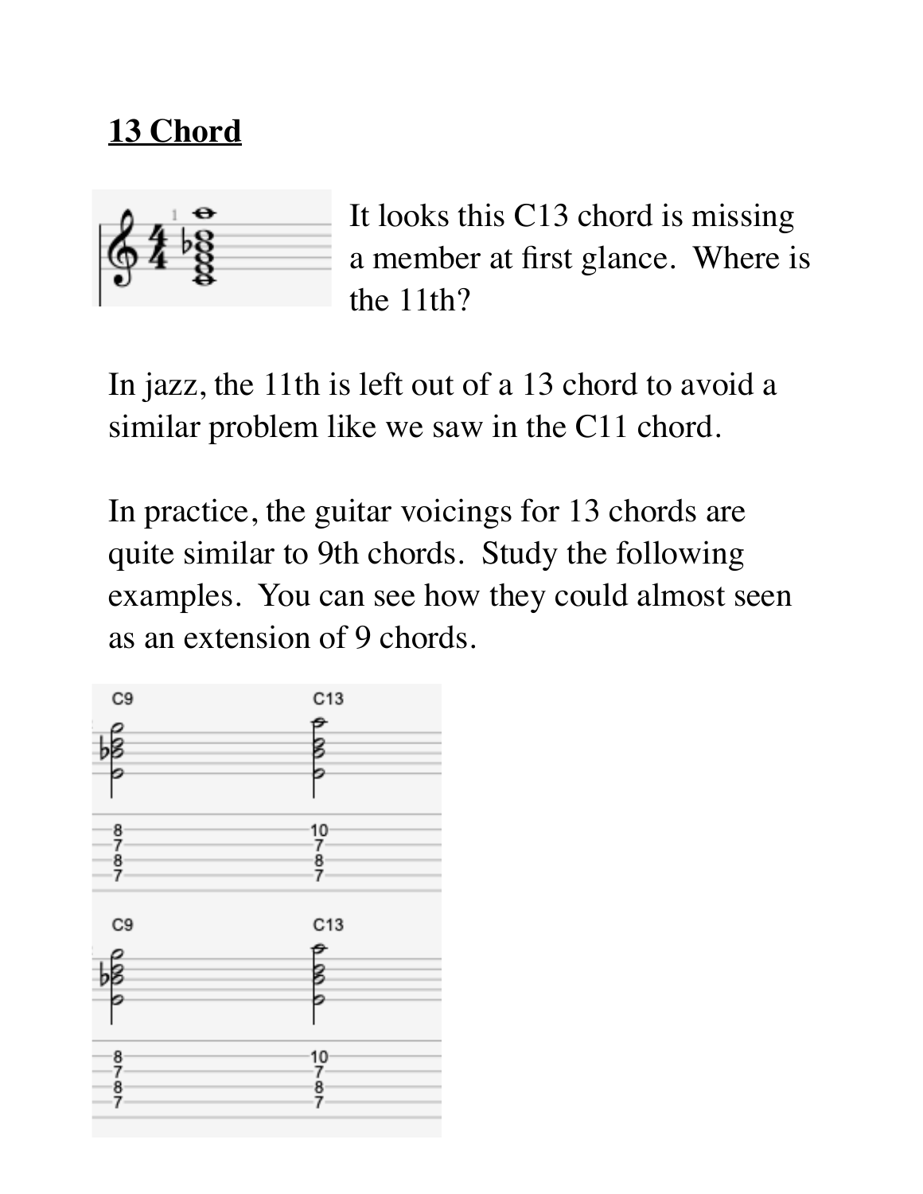## 13 Chord

It looks this C13 chord is missing a member at first glance. Where is the 11th?

In jazz, the 11th is left out of a 13 chord to avoid a similar problem like we saw in the C11 chord.

In practice, the guitar voicings for 13 chords are quite similar to 9th chords. Study the following examples. You can see how they could almost seen as an extension of 9 chords.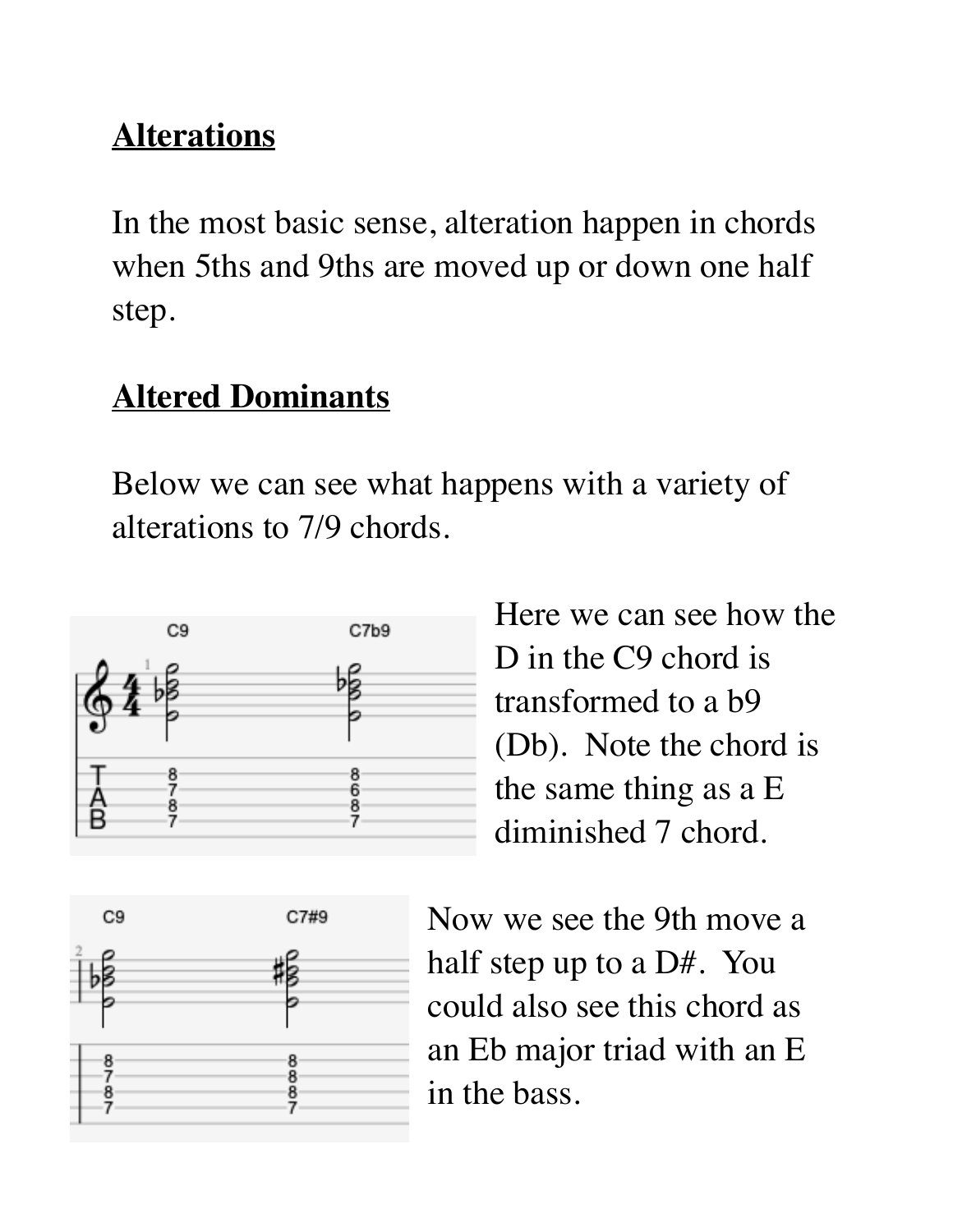## Alterations

In the most basic sense, alteration happen in chords when 5ths and 9ths are moved up or down one half step.

## Altered Dominants

Below we can see what happens with a variety of alterations to 7/9 chords.

Here we can see how the D in the C9 chord is transformed to a b9 (Db). Note the chord is the same thing as a E diminished 7 chord.

Now we see the 9th move a half step up to a D#. You could also see this chord as an Eb major triad with an E in the bass.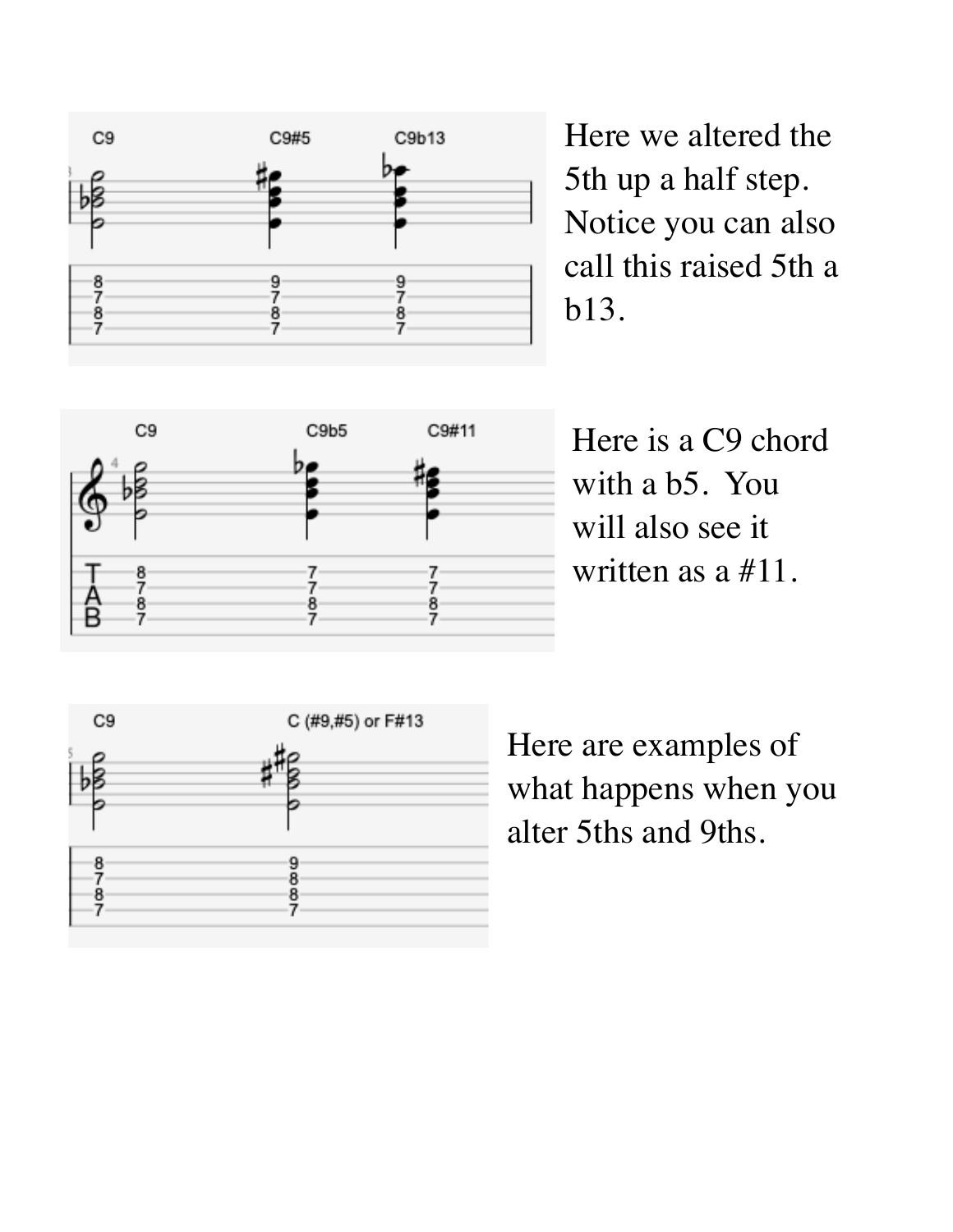Here we altered the 5th up a half step. Notice you can also call this raised 5th a b13.

Here is a C9 chord with a b5. You will also see it written as a #11.

Here are examples of what happens when you alter 5ths and 9ths.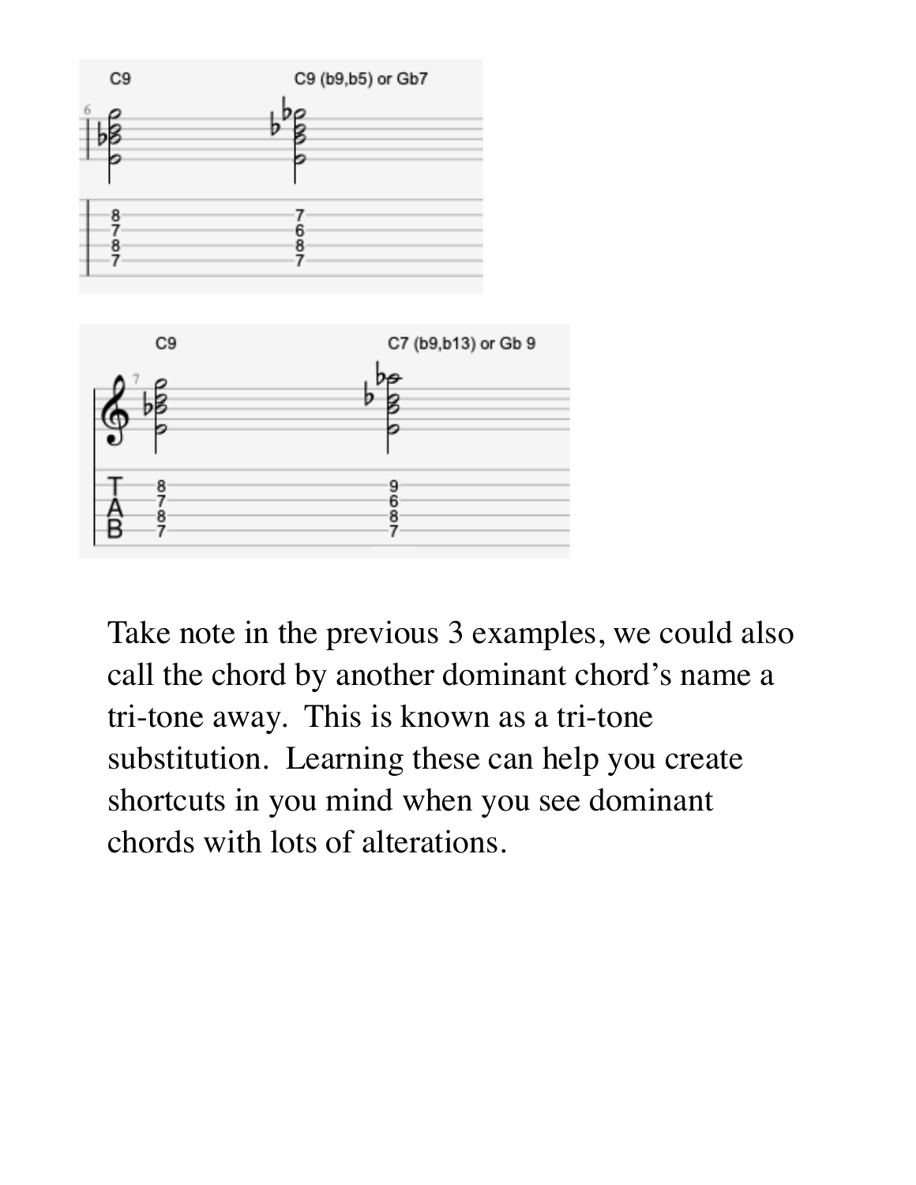C9 — C9 (b9,b5) or Gb7

```
T |--8-----------7--
A |--7-----------6--
B |--8-----------8--
  |--7-----------7--
```

C9 — C7 (b9,b13) or Gb 9

```
T |--8-----------9--
A |--7-----------6--
B |--8-----------8--
  |--7-----------7--
```

Take note in the previous 3 examples, we could also call the chord by another dominant chord's name a tri-tone away. This is known as a tri-tone substitution. Learning these can help you create shortcuts in you mind when you see dominant chords with lots of alterations.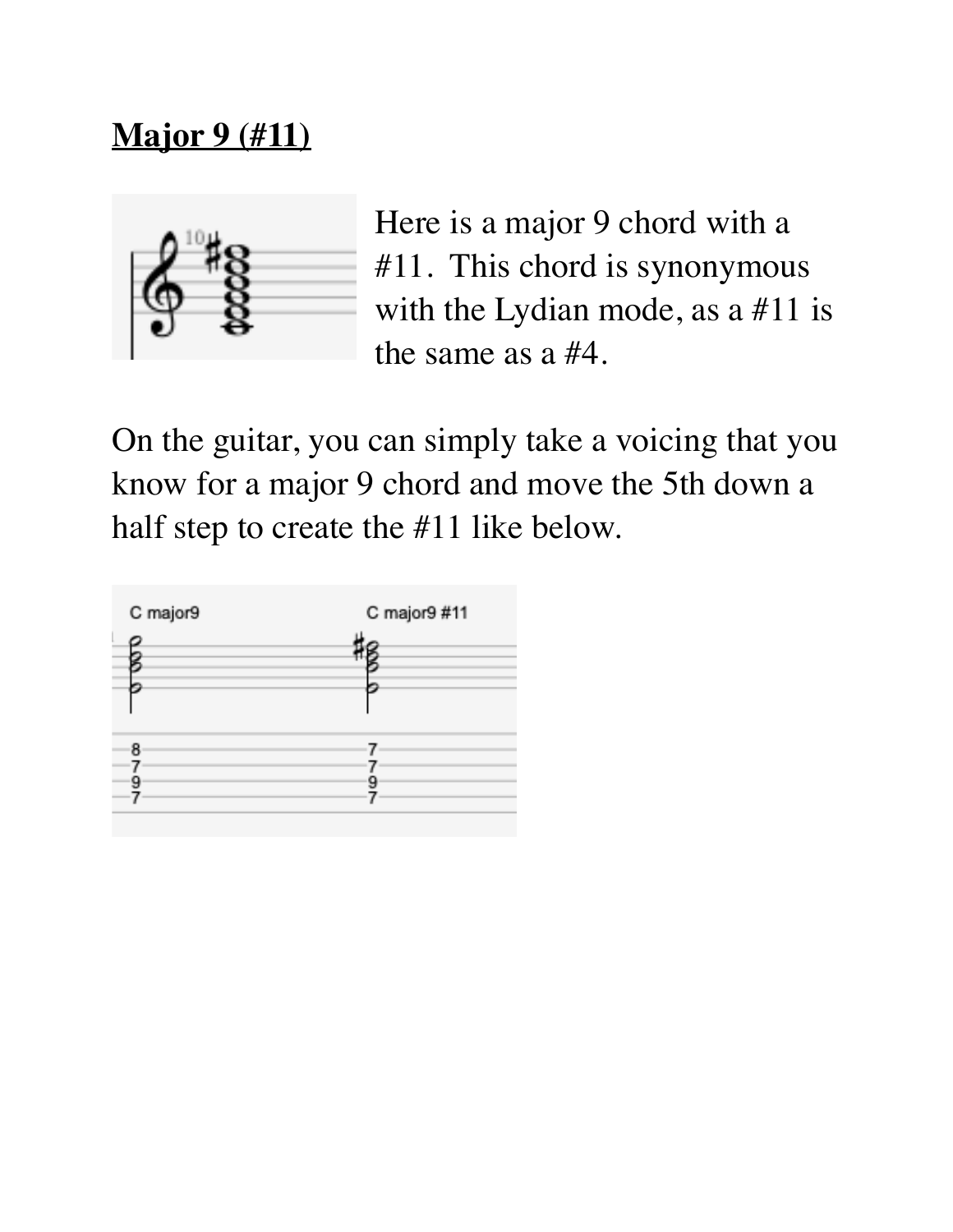**Major 9 (#11)**

Here is a major 9 chord with a #11. This chord is synonymous with the Lydian mode, as a #11 is the same as a #4.

On the guitar, you can simply take a voicing that you know for a major 9 chord and move the 5th down a half step to create the #11 like below.

C major9

C major9 #11

8
7
9
7

7
7
9
7